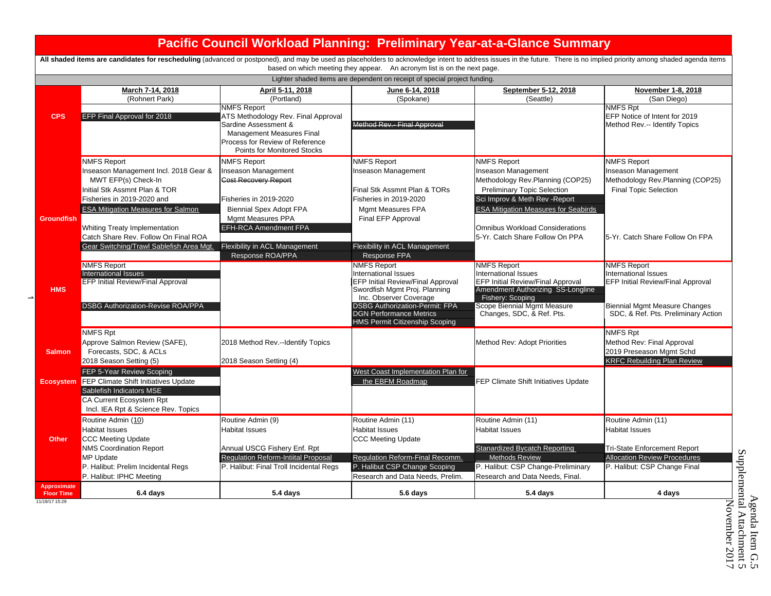# Pacific Council Workload Planning: Preliminary Year-at-a-Glance Summary

**All shaded items are candidates for rescheduling** (advanced or postponed), and may be used as placeholders to acknowledge intent to address issues in the future. There is no implied priority among shaded agenda items based on which meeting they appear. An acronym list is on the next page.

Lighter shaded items are dependent on receipt of special project funding.

| | March 7-14, 2018 (Rohnert Park) | April 5-11, 2018 (Portland) | June 6-14, 2018 (Spokane) | September 5-12, 2018 (Seattle) | November 1-8, 2018 (San Diego) |
|---|---|---|---|---|---|
| **CPS** | EFP Final Approval for 2018 | NMFS Report<br>ATS Methodology Rev. Final Approval<br>Sardine Assessment & Management Measures Final<br>Process for Review of Reference Points for Monitored Stocks | ~~Method Rev.- Final Approval~~ | | NMFS Rpt<br>EFP Notice of Intent for 2019<br>Method Rev.-- Identify Topics |
| **Groundfish** | NMFS Report<br>Inseason Management Incl. 2018 Gear & MWT EFP(s) Check-In<br>Initial Stk Assmnt Plan & TOR<br>Fisheries in 2019-2020 and<br>ESA Mitigation Measures for Salmon<br>Whiting Treaty Implementation<br>Catch Share Rev. Follow On Final ROA<br>Gear Switching/Trawl Sablefish Area Mgt. | NMFS Report<br>Inseason Management<br>~~Cost Recovery Report~~<br>Fisheries in 2019-2020<br>Biennial Spex Adopt FPA<br>Mgmt Measures PPA<br>EFH-RCA Amendment FPA<br>Flexibility in ACL Management Response ROA/PPA | NMFS Report<br>Inseason Management<br>Final Stk Assmnt Plan & TORs<br>Fisheries in 2019-2020<br>Mgmt Measures FPA<br>Final EFP Approval<br>Flexibility in ACL Management Response FPA | NMFS Report<br>Inseason Management<br>Methodology Rev.Planning (COP25)<br>Preliminary Topic Selection<br>Sci Improv & Meth Rev -Report<br>ESA Mitigation Measures for Seabirds<br>Omnibus Workload Considerations<br>5-Yr. Catch Share Follow On PPA | NMFS Report<br>Inseason Management<br>Methodology Rev.Planning (COP25)<br>Final Topic Selection<br>5-Yr. Catch Share Follow On FPA |
| **HMS** | NMFS Report<br>International Issues<br>EFP Initial Review/Final Approval<br>DSBG Authorization-Revise ROA/PPA | | NMFS Report<br>International Issues<br>EFP Initial Review/Final Approval<br>Swordfish Mgmt Proj. Planning Inc. Observer Coverage<br>DSBG Authorization-Permit: FPA<br>DGN Performance Metrics<br>HMS Permit Citizenship Scoping | NMFS Report<br>International Issues<br>EFP Initial Review/Final Approval<br>Amendment Authorizing SS-Longline Fishery: Scoping<br>Scope Biennial Mgmt Measure Changes, SDC, & Ref. Pts. | NMFS Report<br>International Issues<br>EFP Initial Review/Final Approval<br>Biennial Mgmt Measure Changes SDC, & Ref. Pts. Preliminary Action |
| **Salmon** | NMFS Rpt<br>Approve Salmon Review (SAFE), Forecasts, SDC, & ACLs<br>2018 Season Setting (5) | 2018 Method Rev.--Identify Topics<br>2018 Season Setting (4) | | Method Rev: Adopt Priorities | NMFS Rpt<br>Method Rev: Final Approval<br>2019 Preseason Mgmt Schd<br>KRFC Rebuilding Plan Review |
| **Ecosystem** | FEP 5-Year Review Scoping<br>FEP Climate Shift Initiatives Update<br>Sablefish Indicators MSE<br>CA Current Ecosystem Rpt Incl. IEA Rpt & Science Rev. Topics | | West Coast Implementation Plan for the EBFM Roadmap | FEP Climate Shift Initiatives Update | |
| **Other** | Routine Admin (10)<br>Habitat Issues<br>CCC Meeting Update<br>NMS Coordination Report<br>MP Update<br>P. Halibut: Prelim Incidental Regs<br>P. Halibut: IPHC Meeting | Routine Admin (9)<br>Habitat Issues<br>Annual USCG Fishery Enf. Rpt<br>Regulation Reform-Intiital Proposal<br>P. Halibut: Final Troll Incidental Regs | Routine Admin (11)<br>Habitat Issues<br>CCC Meeting Update<br>Regulation Reform-Final Recomm.<br>P. Halibut CSP Change Scoping<br>Research and Data Needs, Prelim. | Routine Admin (11)<br>Habitat Issues<br>Stanardized Bycatch Reporting Methods Review<br>P. Halibut: CSP Change-Preliminary<br>Research and Data Needs, Final. | Routine Admin (11)<br>Habitat Issues<br>Tri-State Enforcement Report<br>Allocation Review Procedures<br>P. Halibut: CSP Change Final |
| **Approximate Floor Time** | **6.4 days** | **5.4 days** | **5.6 days** | **5.4 days** | **4 days** |

11/19/17 15:29

Agenda Item G.5
Supplemental Attachment 5
November 2017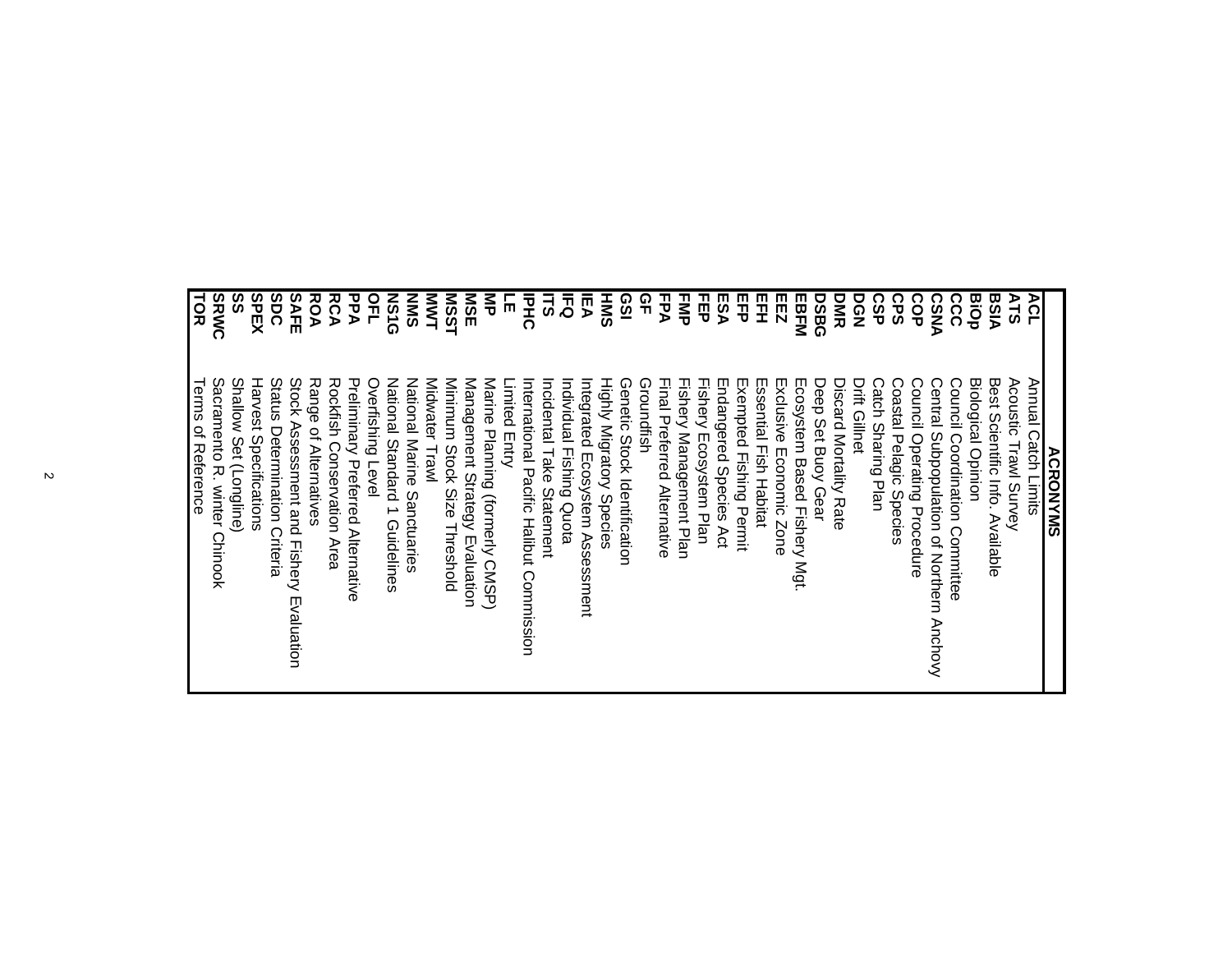| ACRONYMS | |
|---|---|
| **ACL** | Annual Catch Limits |
| **ATS** | Acoustic Trawl Survey |
| **BSIA** | Best Scientific Info. Available |
| **BiOp** | Biological Opinion |
| **CCC** | Council Coordination Committee |
| **CSNA** | Central Subpopulation of Northern Anchovy |
| **COP** | Council Operating Procedure |
| **CPS** | Coastal Pelagic Species |
| **CSP** | Catch Sharing Plan |
| **DGN** | Drift Gillnet |
| **DMR** | Discard Mortality Rate |
| **DSBG** | Deep Set Buoy Gear |
| **EBFM** | Ecosystem Based Fishery Mgt. |
| **EEZ** | Exclusive Economic Zone |
| **EFH** | Essential Fish Habitat |
| **EFP** | Exempted Fishing Permit |
| **ESA** | Endangered Species Act |
| **FEP** | Fishery Ecosystem Plan |
| **FMP** | Fishery Management Plan |
| **FPA** | Final Preferred Alternative |
| **GF** | Groundfish |
| **GSI** | Genetic Stock Identification |
| **HMS** | Highly Migratory Species |
| **IEA** | Integrated Ecosystem Assessment |
| **IFQ** | Individual Fishing Quota |
| **ITS** | Incidental Take Statement |
| **IPHC** | International Pacific Halibut Commission |
| **LE** | Limited Entry |
| **MP** | Marine Planning (formerly CMSP) |
| **MSE** | Management Strategy Evaluation |
| **MSST** | Minimum Stock Size Threshold |
| **MWT** | Midwater Trawl |
| **NMS** | National Marine Sanctuaries |
| **NS1G** | National Standard 1 Guidelines |
| **OFL** | Overfishing Level |
| **PPA** | Preliminary Preferred Alternative |
| **RCA** | Rockfish Conservation Area |
| **ROA** | Range of Alternatives |
| **SAFE** | Stock Assessment and Fishery Evaluation |
| **SDC** | Status Determination Criteria |
| **SPEX** | Harvest Specifications |
| **SS** | Shallow Set (Longline) |
| **SRWC** | Sacramento R. winter Chinook |
| **TOR** | Terms of Reference |